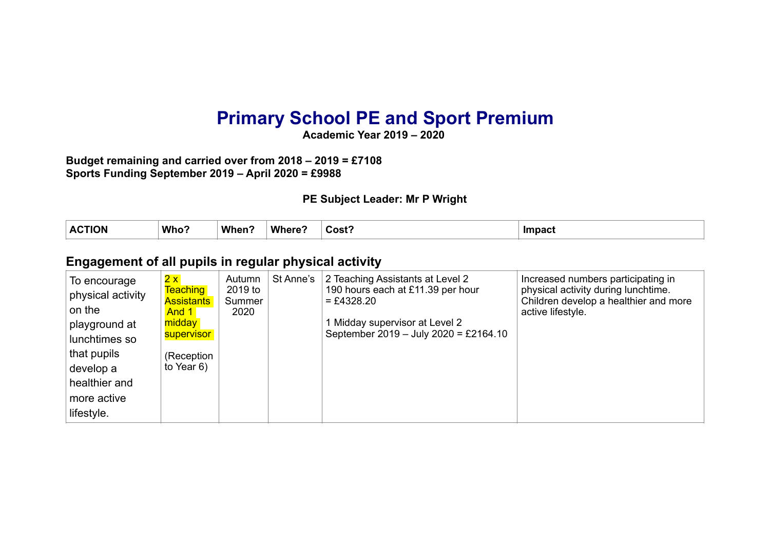# Primary School PE and Sport Premium

**Academic Year 2019 – 2020**

**Budget remaining and carried over from 2018 – 2019 = £7108**
**Sports Funding September 2019 – April 2020 = £9988**

**PE Subject Leader: Mr P Wright**

| ACTION | Who? | When? | Where? | Cost? | Impact |
|---|---|---|---|---|---|

## Engagement of all pupils in regular physical activity

| | | | | | |
|---|---|---|---|---|---|
| To encourage physical activity on the playground at lunchtimes so that pupils develop a healthier and more active lifestyle. | 2 x Teaching Assistants And 1 midday supervisor<br><br>(Reception to Year 6) | Autumn 2019 to Summer 2020 | St Anne's | 2 Teaching Assistants at Level 2<br>190 hours each at £11.39 per hour = £4328.20<br><br>1 Midday supervisor at Level 2<br>September 2019 – July 2020 = £2164.10 | Increased numbers participating in physical activity during lunchtime. Children develop a healthier and more active lifestyle. |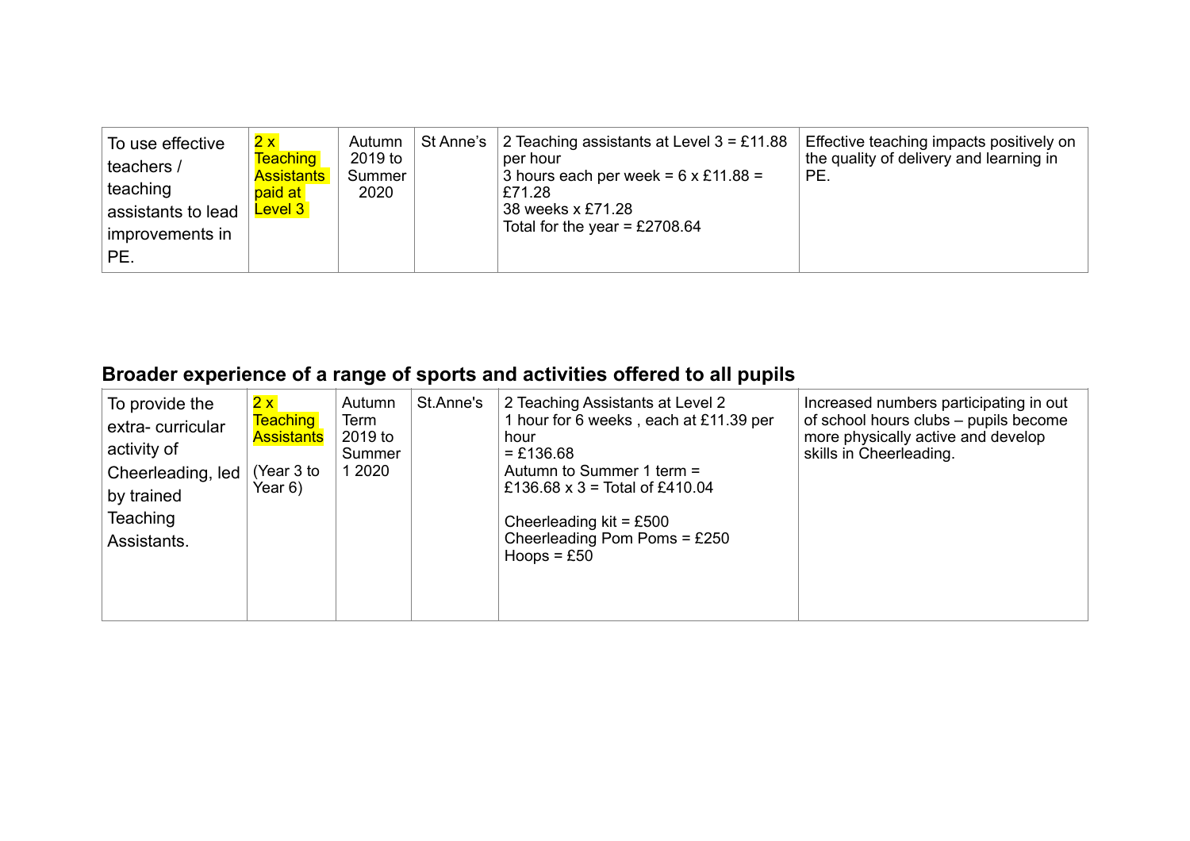| | | | | | |
|---|---|---|---|---|---|
| To use effective teachers / teaching assistants to lead improvements in PE. | 2 x Teaching Assistants paid at Level 3 | Autumn 2019 to Summer 2020 | St Anne's | 2 Teaching assistants at Level 3 = £11.88 per hour<br>3 hours each per week = 6 x £11.88 = £71.28<br>38 weeks x £71.28<br>Total for the year = £2708.64 | Effective teaching impacts positively on the quality of delivery and learning in PE. |

## Broader experience of a range of sports and activities offered to all pupils

| | | | | | |
|---|---|---|---|---|---|
| To provide the extra- curricular activity of Cheerleading, led by trained Teaching Assistants. | 2 x Teaching Assistants<br><br>(Year 3 to Year 6) | Autumn Term 2019 to Summer 1 2020 | St.Anne's | 2 Teaching Assistants at Level 2<br>1 hour for 6 weeks , each at £11.39 per hour<br>= £136.68<br>Autumn to Summer 1 term = £136.68 x 3 = Total of £410.04<br><br>Cheerleading kit = £500<br>Cheerleading Pom Poms = £250<br>Hoops = £50 | Increased numbers participating in out of school hours clubs – pupils become more physically active and develop skills in Cheerleading. |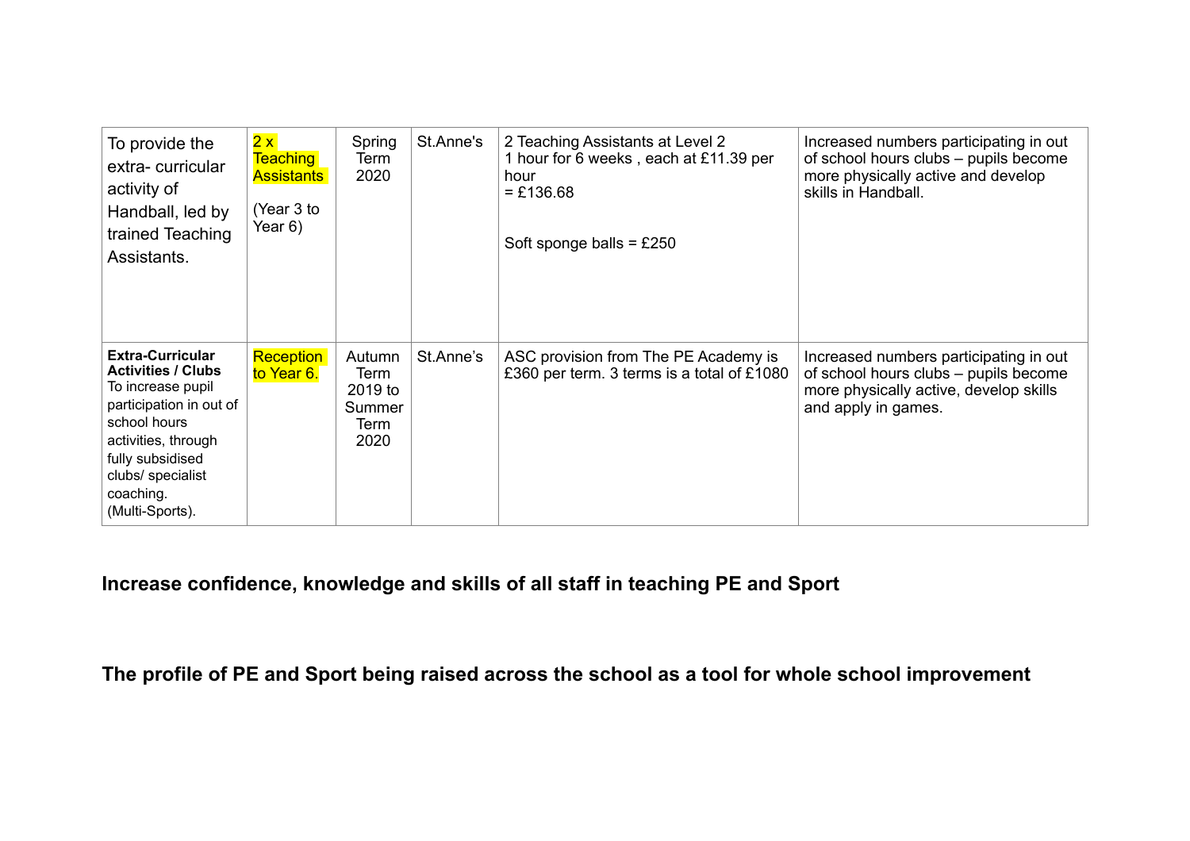| To provide the extra- curricular activity of Handball, led by trained Teaching Assistants. | 2 x Teaching Assistants<br><br>(Year 3 to Year 6) | Spring Term 2020 | St.Anne's | 2 Teaching Assistants at Level 2<br>1 hour for 6 weeks , each at £11.39 per hour<br>= £136.68<br><br>Soft sponge balls = £250 | Increased numbers participating in out of school hours clubs – pupils become more physically active and develop skills in Handball. |
|---|---|---|---|---|---|
| **Extra-Curricular Activities / Clubs**<br>To increase pupil participation in out of school hours activities, through fully subsidised clubs/ specialist coaching.<br>(Multi-Sports). | Reception to Year 6. | Autumn Term 2019 to Summer Term 2020 | St.Anne's | ASC provision from The PE Academy is £360 per term. 3 terms is a total of £1080 | Increased numbers participating in out of school hours clubs – pupils become more physically active, develop skills and apply in games. |

## Increase confidence, knowledge and skills of all staff in teaching PE and Sport

## The profile of PE and Sport being raised across the school as a tool for whole school improvement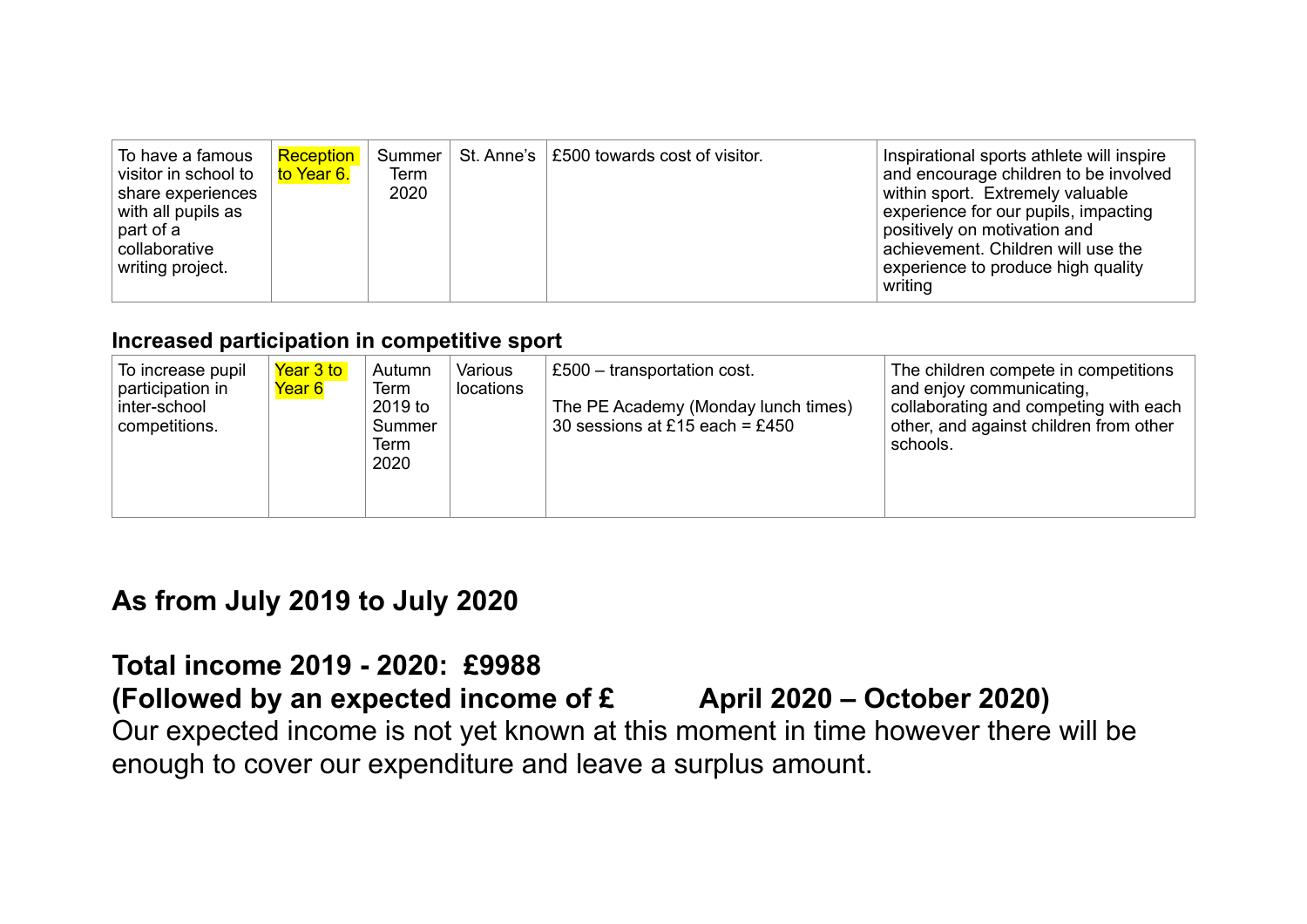| | | | | | |
|---|---|---|---|---|---|
| To have a famous visitor in school to share experiences with all pupils as part of a collaborative writing project. | Reception to Year 6. | Summer Term 2020 | St. Anne's | £500 towards cost of visitor. | Inspirational sports athlete will inspire and encourage children to be involved within sport. Extremely valuable experience for our pupils, impacting positively on motivation and achievement. Children will use the experience to produce high quality writing |

**Increased participation in competitive sport**

| | | | | | |
|---|---|---|---|---|---|
| To increase pupil participation in inter-school competitions. | Year 3 to Year 6 | Autumn Term 2019 to Summer Term 2020 | Various locations | £500 – transportation cost.<br><br>The PE Academy (Monday lunch times) 30 sessions at £15 each = £450 | The children compete in competitions and enjoy communicating, collaborating and competing with each other, and against children from other schools. |

## As from July 2019 to July 2020

## Total income 2019 - 2020: £9988

**(Followed by an expected income of £ April 2020 – October 2020)**

Our expected income is not yet known at this moment in time however there will be enough to cover our expenditure and leave a surplus amount.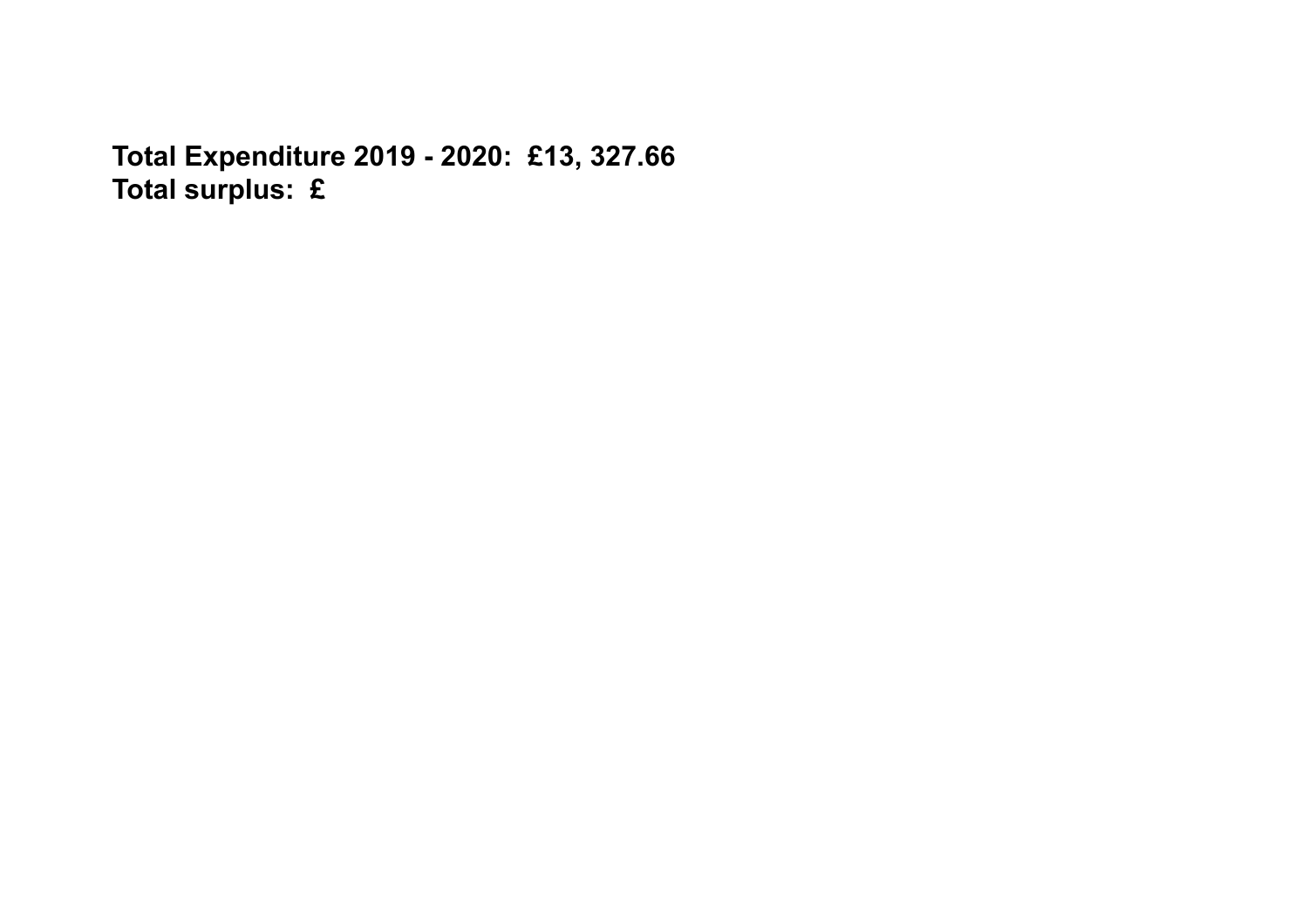**Total Expenditure 2019 - 2020:  £13, 327.66**
**Total surplus:  £**